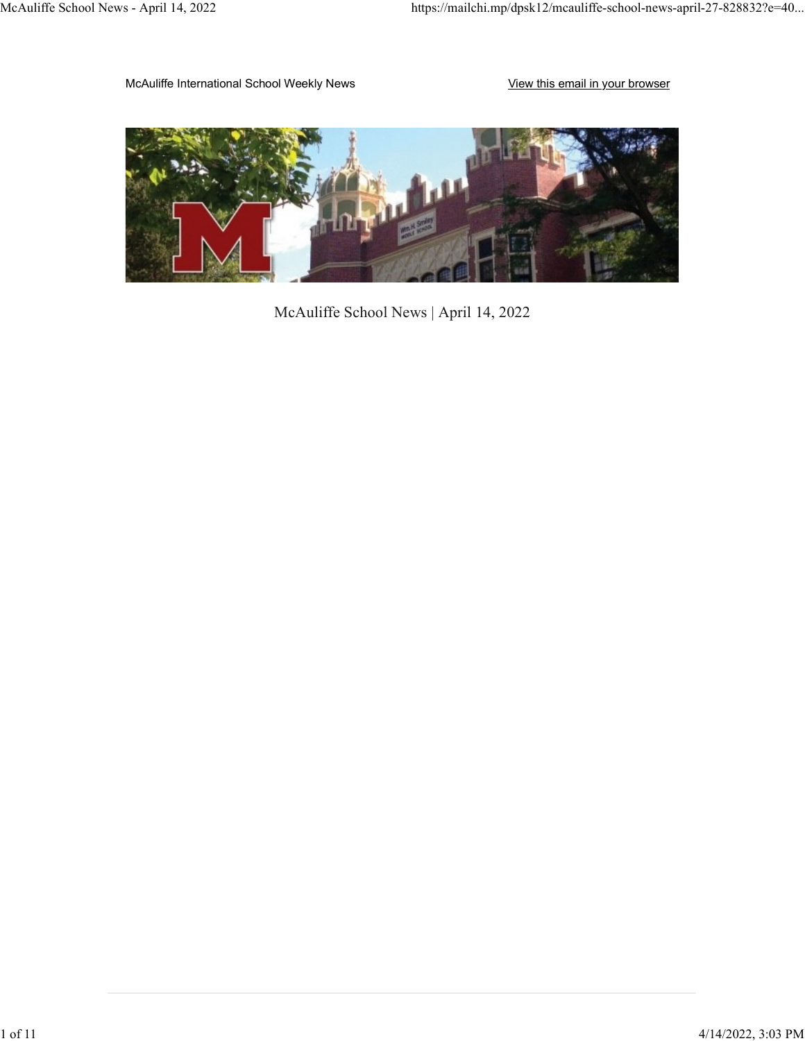McAuliffe International School Weekly News

View this email in your browser

McAuliffe School News | April 14, 2022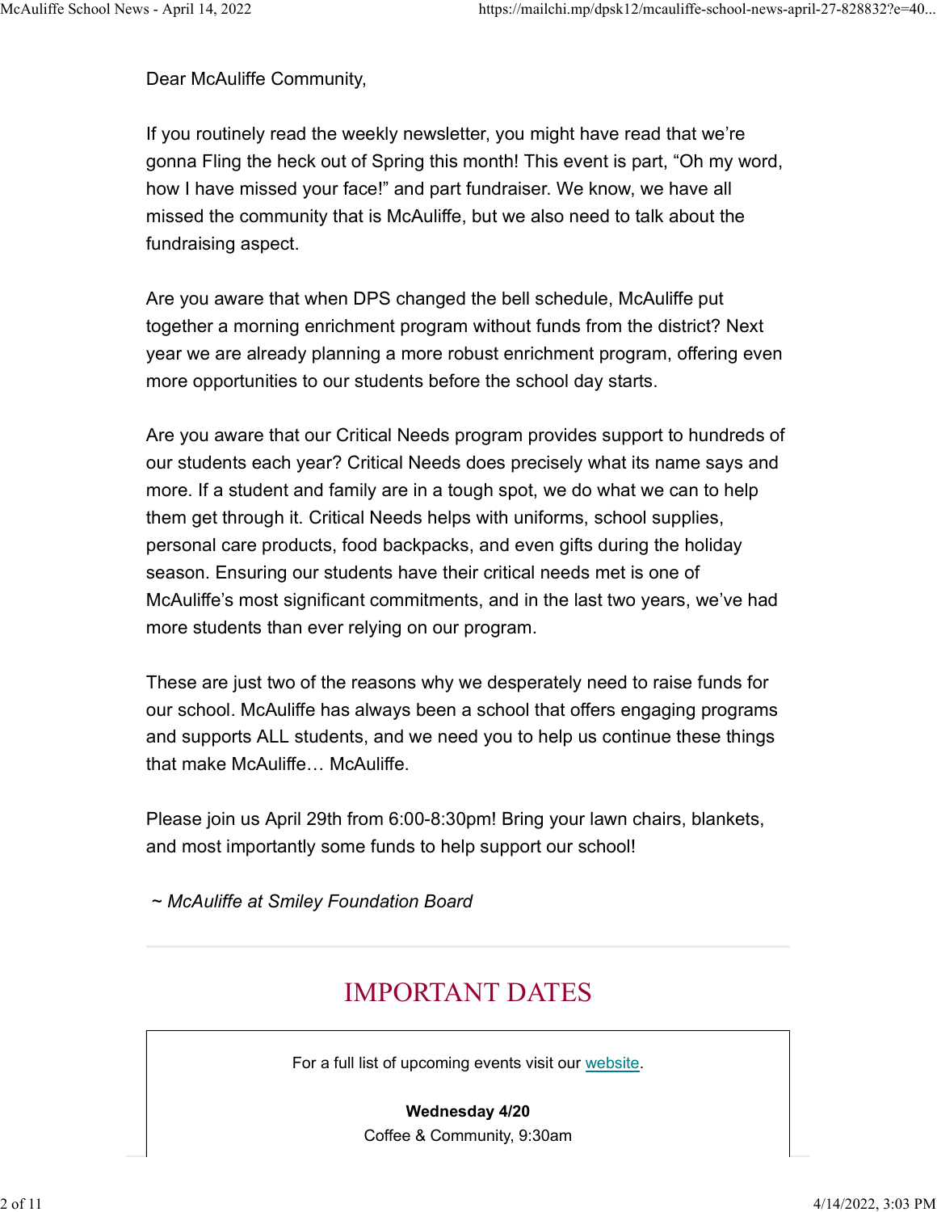Dear McAuliffe Community,

If you routinely read the weekly newsletter, you might have read that we're gonna Fling the heck out of Spring this month! This event is part, "Oh my word, how I have missed your face!" and part fundraiser. We know, we have all missed the community that is McAuliffe, but we also need to talk about the fundraising aspect.

Are you aware that when DPS changed the bell schedule, McAuliffe put together a morning enrichment program without funds from the district? Next year we are already planning a more robust enrichment program, offering even more opportunities to our students before the school day starts.

Are you aware that our Critical Needs program provides support to hundreds of our students each year? Critical Needs does precisely what its name says and more. If a student and family are in a tough spot, we do what we can to help them get through it. Critical Needs helps with uniforms, school supplies, personal care products, food backpacks, and even gifts during the holiday season. Ensuring our students have their critical needs met is one of McAuliffe's most significant commitments, and in the last two years, we've had more students than ever relying on our program.

These are just two of the reasons why we desperately need to raise funds for our school. McAuliffe has always been a school that offers engaging programs and supports ALL students, and we need you to help us continue these things that make McAuliffe… McAuliffe.

Please join us April 29th from 6:00-8:30pm! Bring your lawn chairs, blankets, and most importantly some funds to help support our school!

*~ McAuliffe at Smiley Foundation Board*

---

# IMPORTANT DATES

For a full list of upcoming events visit our website.

**Wednesday 4/20**
Coffee & Community, 9:30am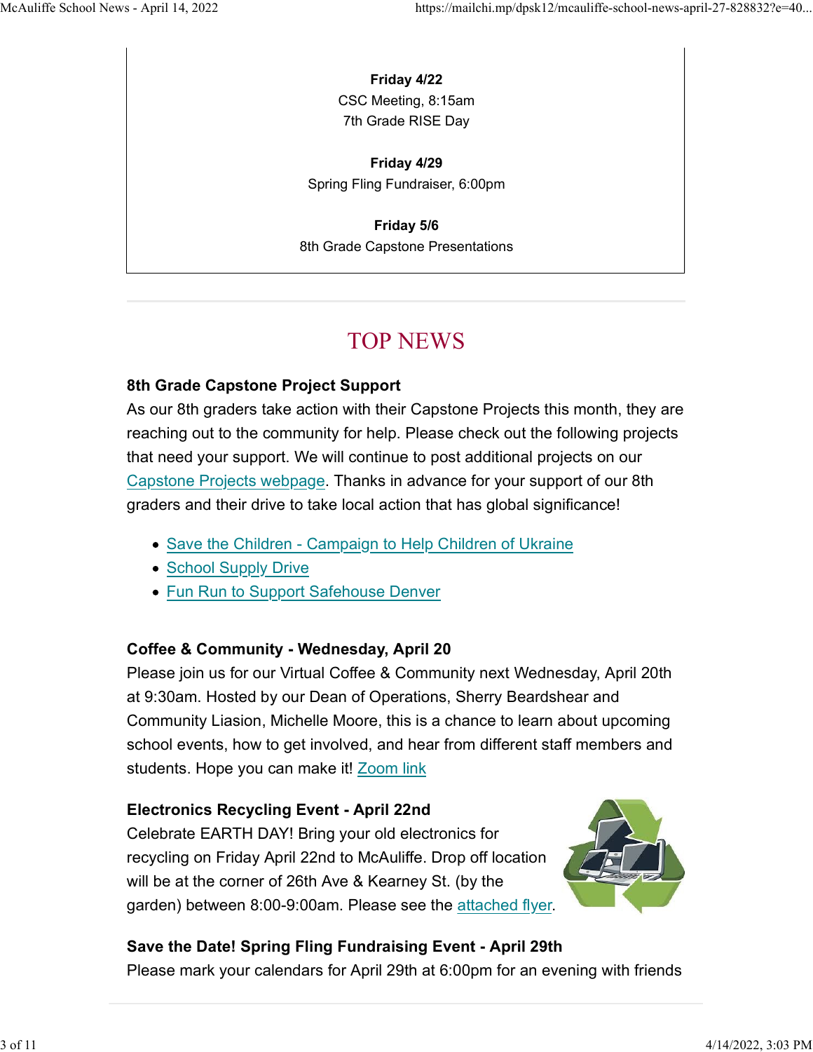**Friday 4/22**
CSC Meeting, 8:15am
7th Grade RISE Day

**Friday 4/29**
Spring Fling Fundraiser, 6:00pm

**Friday 5/6**
8th Grade Capstone Presentations

---

# TOP NEWS

**8th Grade Capstone Project Support**

As our 8th graders take action with their Capstone Projects this month, they are reaching out to the community for help. Please check out the following projects that need your support. We will continue to post additional projects on our Capstone Projects webpage. Thanks in advance for your support of our 8th graders and their drive to take local action that has global significance!

- Save the Children - Campaign to Help Children of Ukraine
- School Supply Drive
- Fun Run to Support Safehouse Denver

**Coffee & Community - Wednesday, April 20**

Please join us for our Virtual Coffee & Community next Wednesday, April 20th at 9:30am. Hosted by our Dean of Operations, Sherry Beardshear and Community Liasion, Michelle Moore, this is a chance to learn about upcoming school events, how to get involved, and hear from different staff members and students. Hope you can make it! Zoom link

**Electronics Recycling Event - April 22nd**

Celebrate EARTH DAY! Bring your old electronics for recycling on Friday April 22nd to McAuliffe. Drop off location will be at the corner of 26th Ave & Kearney St. (by the garden) between 8:00-9:00am. Please see the attached flyer.

**Save the Date! Spring Fling Fundraising Event - April 29th**

Please mark your calendars for April 29th at 6:00pm for an evening with friends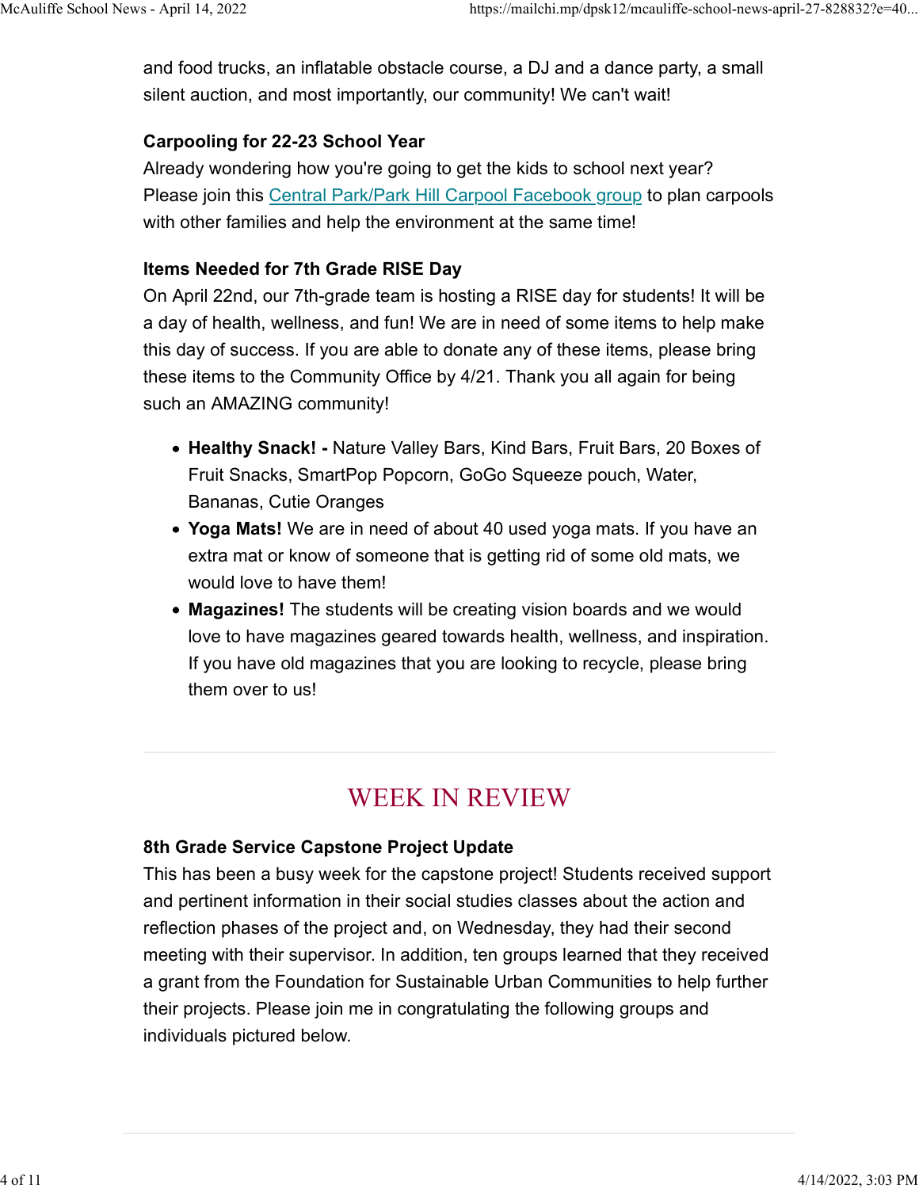and food trucks, an inflatable obstacle course, a DJ and a dance party, a small silent auction, and most importantly, our community! We can't wait!

**Carpooling for 22-23 School Year**

Already wondering how you're going to get the kids to school next year? Please join this [Central Park/Park Hill Carpool Facebook group]() to plan carpools with other families and help the environment at the same time!

**Items Needed for 7th Grade RISE Day**

On April 22nd, our 7th-grade team is hosting a RISE day for students! It will be a day of health, wellness, and fun! We are in need of some items to help make this day of success. If you are able to donate any of these items, please bring these items to the Community Office by 4/21. Thank you all again for being such an AMAZING community!

- **Healthy Snack! -** Nature Valley Bars, Kind Bars, Fruit Bars, 20 Boxes of Fruit Snacks, SmartPop Popcorn, GoGo Squeeze pouch, Water, Bananas, Cutie Oranges
- **Yoga Mats!** We are in need of about 40 used yoga mats. If you have an extra mat or know of someone that is getting rid of some old mats, we would love to have them!
- **Magazines!** The students will be creating vision boards and we would love to have magazines geared towards health, wellness, and inspiration. If you have old magazines that you are looking to recycle, please bring them over to us!

---

## WEEK IN REVIEW

**8th Grade Service Capstone Project Update**

This has been a busy week for the capstone project! Students received support and pertinent information in their social studies classes about the action and reflection phases of the project and, on Wednesday, they had their second meeting with their supervisor. In addition, ten groups learned that they received a grant from the Foundation for Sustainable Urban Communities to help further their projects. Please join me in congratulating the following groups and individuals pictured below.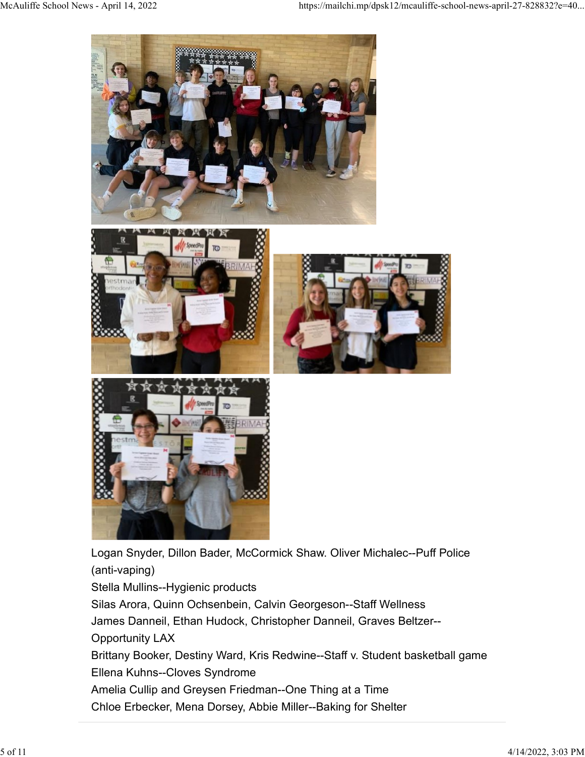Logan Snyder, Dillon Bader, McCormick Shaw. Oliver Michalec--Puff Police (anti-vaping)

Stella Mullins--Hygienic products

Silas Arora, Quinn Ochsenbein, Calvin Georgeson--Staff Wellness

James Danneil, Ethan Hudock, Christopher Danneil, Graves Beltzer--Opportunity LAX

Brittany Booker, Destiny Ward, Kris Redwine--Staff v. Student basketball game

Ellena Kuhns--Cloves Syndrome

Amelia Cullip and Greysen Friedman--One Thing at a Time

Chloe Erbecker, Mena Dorsey, Abbie Miller--Baking for Shelter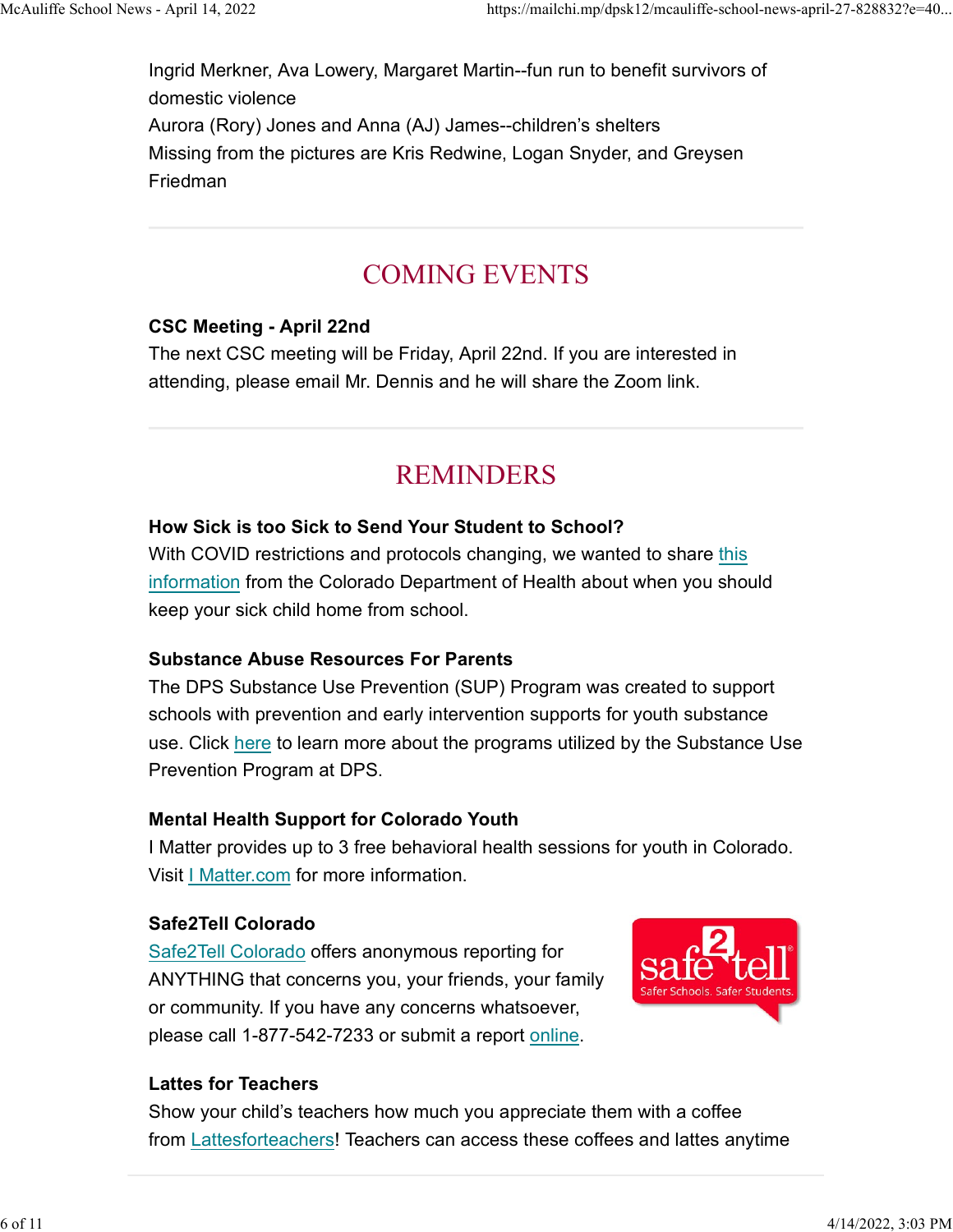Ingrid Merkner, Ava Lowery, Margaret Martin--fun run to benefit survivors of domestic violence
Aurora (Rory) Jones and Anna (AJ) James--children's shelters
Missing from the pictures are Kris Redwine, Logan Snyder, and Greysen Friedman

---

## COMING EVENTS

**CSC Meeting - April 22nd**
The next CSC meeting will be Friday, April 22nd. If you are interested in attending, please email Mr. Dennis and he will share the Zoom link.

---

## REMINDERS

**How Sick is too Sick to Send Your Student to School?**
With COVID restrictions and protocols changing, we wanted to share this information from the Colorado Department of Health about when you should keep your sick child home from school.

**Substance Abuse Resources For Parents**
The DPS Substance Use Prevention (SUP) Program was created to support schools with prevention and early intervention supports for youth substance use. Click here to learn more about the programs utilized by the Substance Use Prevention Program at DPS.

**Mental Health Support for Colorado Youth**
I Matter provides up to 3 free behavioral health sessions for youth in Colorado. Visit I Matter.com for more information.

**Safe2Tell Colorado**
Safe2Tell Colorado offers anonymous reporting for ANYTHING that concerns you, your friends, your family or community. If you have any concerns whatsoever, please call 1-877-542-7233 or submit a report online.

**Lattes for Teachers**
Show your child's teachers how much you appreciate them with a coffee from Lattesforteachers! Teachers can access these coffees and lattes anytime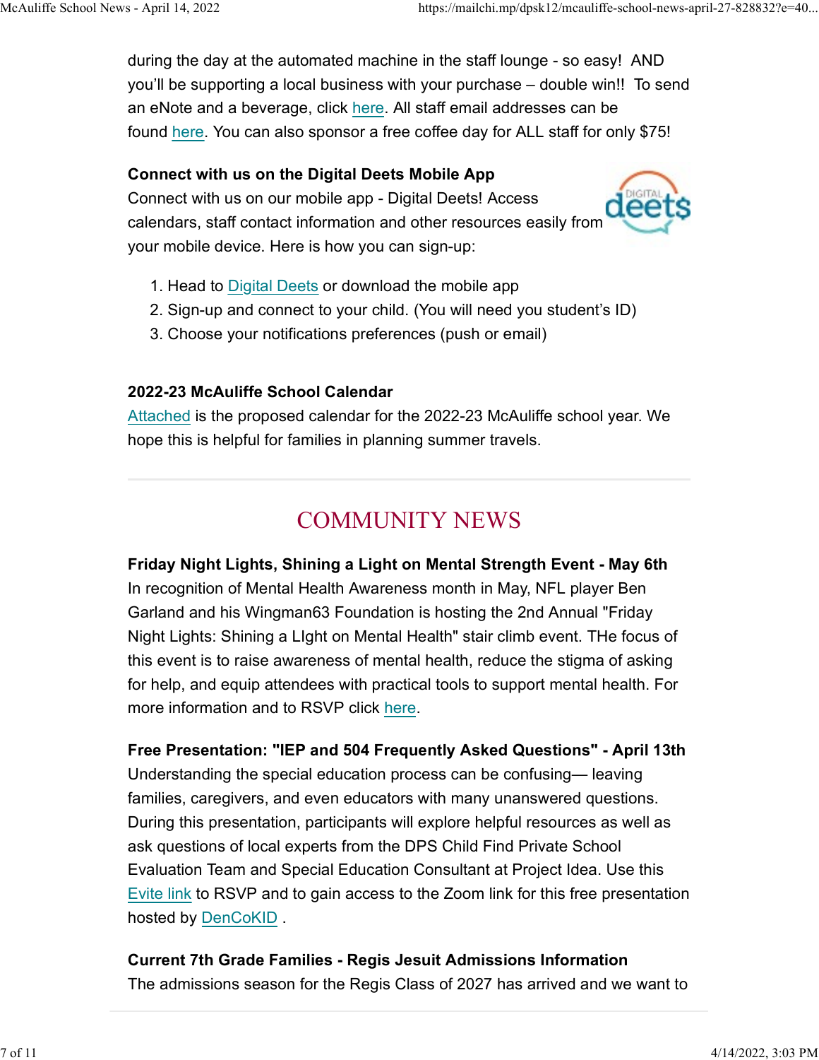during the day at the automated machine in the staff lounge - so easy!  AND you'll be supporting a local business with your purchase – double win!!  To send an eNote and a beverage, click here. All staff email addresses can be found here. You can also sponsor a free coffee day for ALL staff for only $75!

**Connect with us on the Digital Deets Mobile App**

Connect with us on our mobile app - Digital Deets! Access calendars, staff contact information and other resources easily from your mobile device. Here is how you can sign-up:

1. Head to Digital Deets or download the mobile app
2. Sign-up and connect to your child. (You will need you student's ID)
3. Choose your notifications preferences (push or email)

**2022-23 McAuliffe School Calendar**

Attached is the proposed calendar for the 2022-23 McAuliffe school year. We hope this is helpful for families in planning summer travels.

---

## COMMUNITY NEWS

**Friday Night Lights, Shining a Light on Mental Strength Event - May 6th**

In recognition of Mental Health Awareness month in May, NFL player Ben Garland and his Wingman63 Foundation is hosting the 2nd Annual "Friday Night Lights: Shining a LIght on Mental Health" stair climb event. THe focus of this event is to raise awareness of mental health, reduce the stigma of asking for help, and equip attendees with practical tools to support mental health. For more information and to RSVP click here.

**Free Presentation: "IEP and 504 Frequently Asked Questions" - April 13th**

Understanding the special education process can be confusing— leaving families, caregivers, and even educators with many unanswered questions. During this presentation, participants will explore helpful resources as well as ask questions of local experts from the DPS Child Find Private School Evaluation Team and Special Education Consultant at Project Idea. Use this Evite link to RSVP and to gain access to the Zoom link for this free presentation hosted by DenCoKID .

**Current 7th Grade Families - Regis Jesuit Admissions Information**

The admissions season for the Regis Class of 2027 has arrived and we want to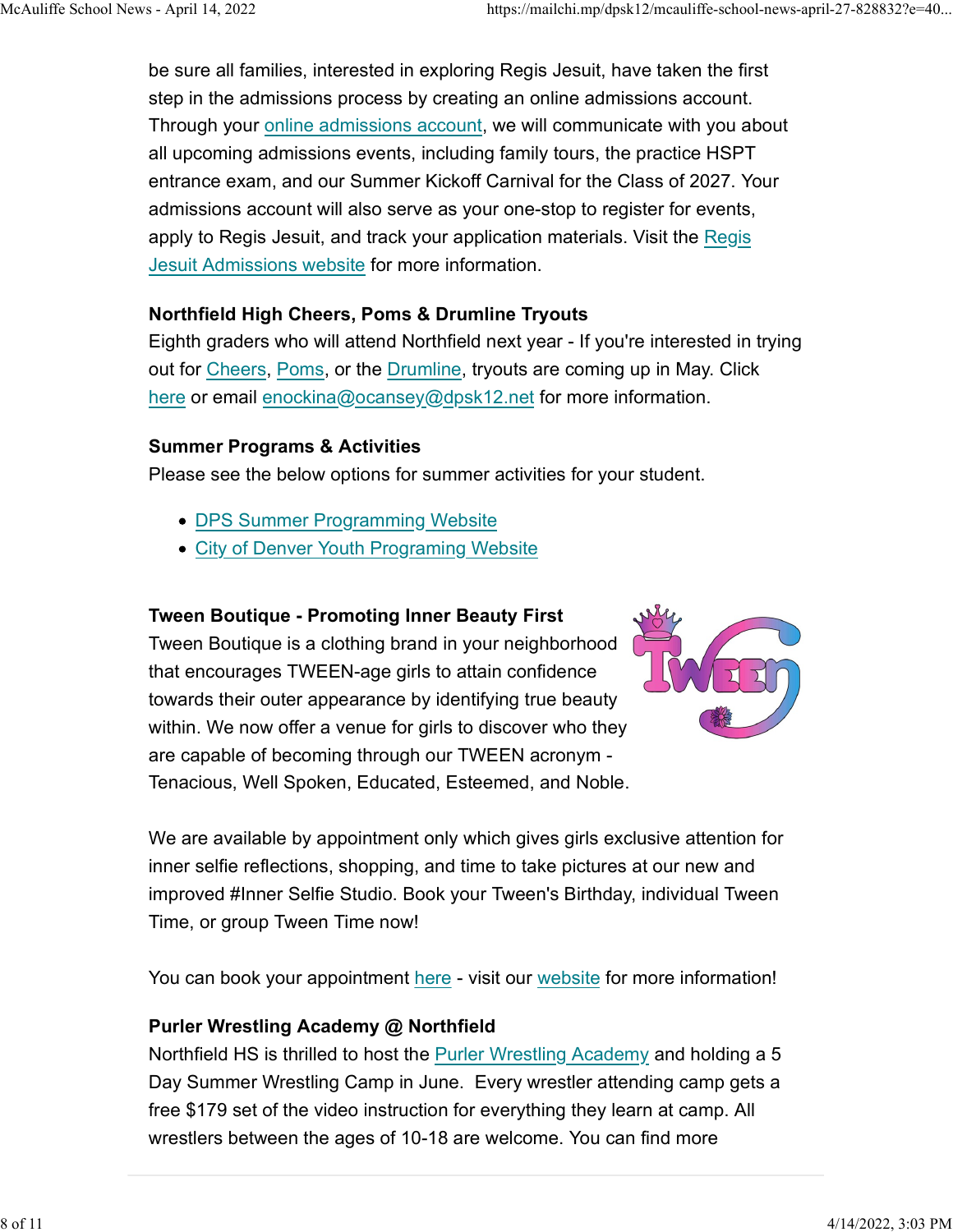be sure all families, interested in exploring Regis Jesuit, have taken the first step in the admissions process by creating an online admissions account. Through your online admissions account, we will communicate with you about all upcoming admissions events, including family tours, the practice HSPT entrance exam, and our Summer Kickoff Carnival for the Class of 2027. Your admissions account will also serve as your one-stop to register for events, apply to Regis Jesuit, and track your application materials. Visit the Regis Jesuit Admissions website for more information.

**Northfield High Cheers, Poms & Drumline Tryouts**

Eighth graders who will attend Northfield next year - If you're interested in trying out for Cheers, Poms, or the Drumline, tryouts are coming up in May. Click here or email enockina@ocansey@dpsk12.net for more information.

**Summer Programs & Activities**

Please see the below options for summer activities for your student.

- DPS Summer Programming Website
- City of Denver Youth Programing Website

**Tween Boutique - Promoting Inner Beauty First**

Tween Boutique is a clothing brand in your neighborhood that encourages TWEEN-age girls to attain confidence towards their outer appearance by identifying true beauty within. We now offer a venue for girls to discover who they are capable of becoming through our TWEEN acronym - Tenacious, Well Spoken, Educated, Esteemed, and Noble.

We are available by appointment only which gives girls exclusive attention for inner selfie reflections, shopping, and time to take pictures at our new and improved #Inner Selfie Studio. Book your Tween's Birthday, individual Tween Time, or group Tween Time now!

You can book your appointment here - visit our website for more information!

**Purler Wrestling Academy @ Northfield**

Northfield HS is thrilled to host the Purler Wrestling Academy and holding a 5 Day Summer Wrestling Camp in June. Every wrestler attending camp gets a free $179 set of the video instruction for everything they learn at camp. All wrestlers between the ages of 10-18 are welcome. You can find more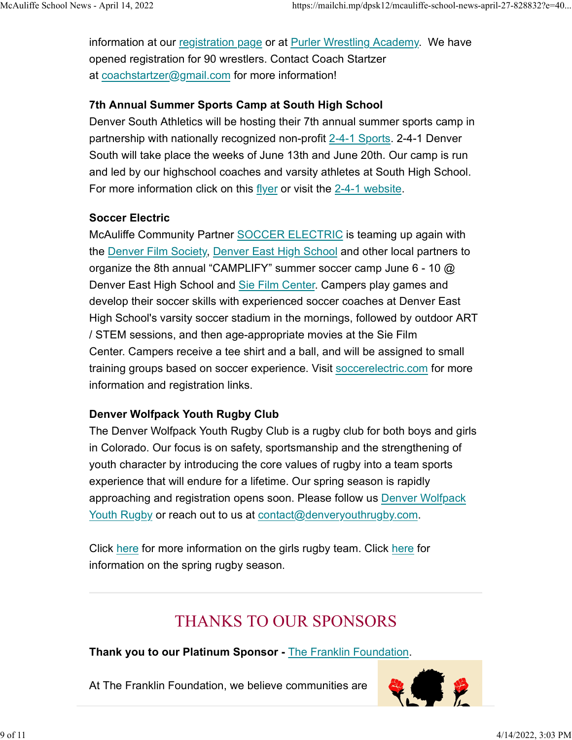information at our registration page or at Purler Wrestling Academy. We have opened registration for 90 wrestlers. Contact Coach Startzer at coachstartzer@gmail.com for more information!

**7th Annual Summer Sports Camp at South High School**

Denver South Athletics will be hosting their 7th annual summer sports camp in partnership with nationally recognized non-profit 2-4-1 Sports. 2-4-1 Denver South will take place the weeks of June 13th and June 20th. Our camp is run and led by our highschool coaches and varsity athletes at South High School. For more information click on this flyer or visit the 2-4-1 website.

**Soccer Electric**

McAuliffe Community Partner SOCCER ELECTRIC is teaming up again with the Denver Film Society, Denver East High School and other local partners to organize the 8th annual "CAMPLIFY" summer soccer camp June 6 - 10 @ Denver East High School and Sie Film Center. Campers play games and develop their soccer skills with experienced soccer coaches at Denver East High School's varsity soccer stadium in the mornings, followed by outdoor ART / STEM sessions, and then age-appropriate movies at the Sie Film Center. Campers receive a tee shirt and a ball, and will be assigned to small training groups based on soccer experience. Visit soccerelectric.com for more information and registration links.

**Denver Wolfpack Youth Rugby Club**

The Denver Wolfpack Youth Rugby Club is a rugby club for both boys and girls in Colorado. Our focus is on safety, sportsmanship and the strengthening of youth character by introducing the core values of rugby into a team sports experience that will endure for a lifetime. Our spring season is rapidly approaching and registration opens soon. Please follow us Denver Wolfpack Youth Rugby or reach out to us at contact@denveryouthrugby.com.

Click here for more information on the girls rugby team. Click here for information on the spring rugby season.

---

## THANKS TO OUR SPONSORS

**Thank you to our Platinum Sponsor -** The Franklin Foundation.

At The Franklin Foundation, we believe communities are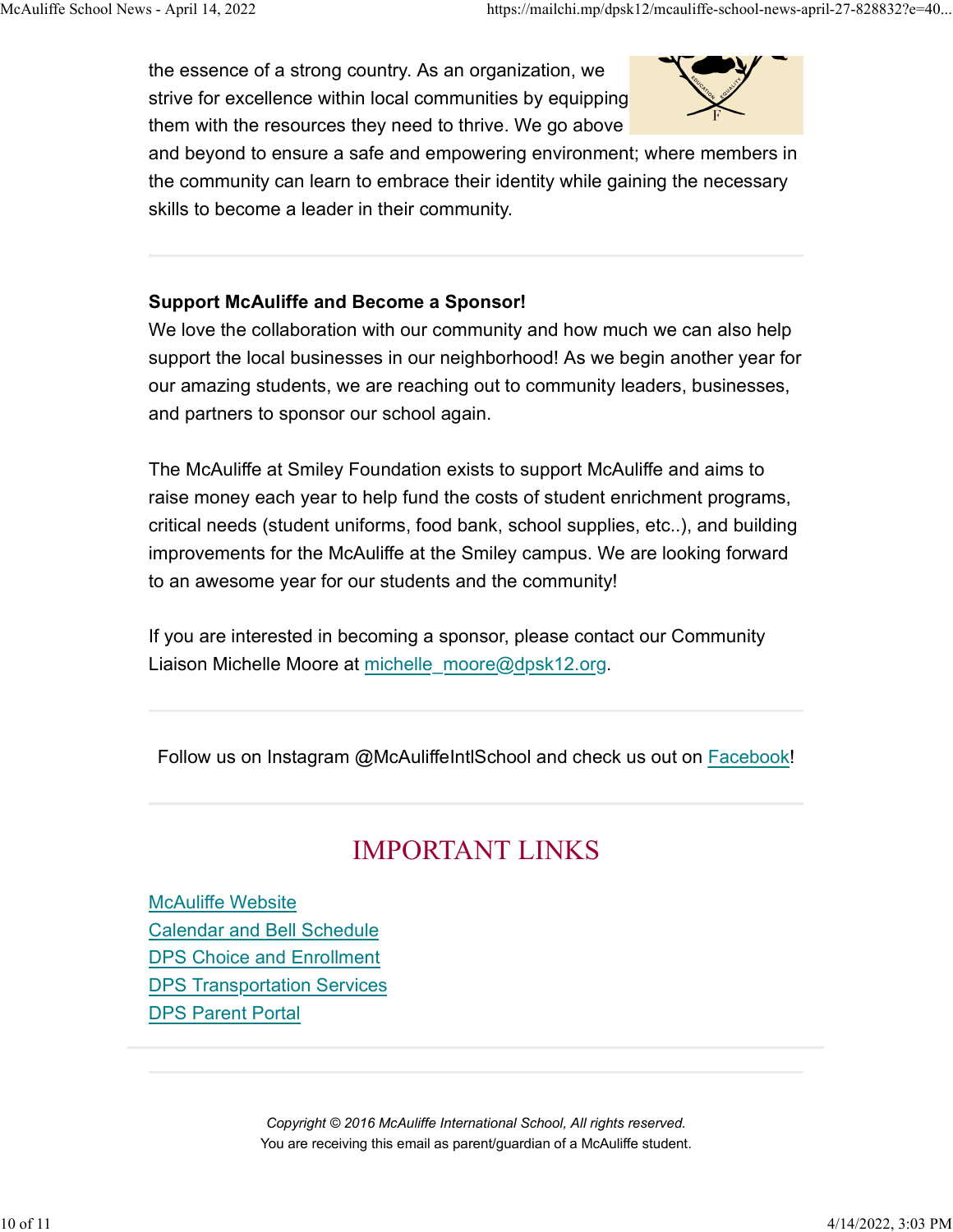the essence of a strong country. As an organization, we strive for excellence within local communities by equipping them with the resources they need to thrive. We go above and beyond to ensure a safe and empowering environment; where members in the community can learn to embrace their identity while gaining the necessary skills to become a leader in their community.

---

**Support McAuliffe and Become a Sponsor!**

We love the collaboration with our community and how much we can also help support the local businesses in our neighborhood! As we begin another year for our amazing students, we are reaching out to community leaders, businesses, and partners to sponsor our school again.

The McAuliffe at Smiley Foundation exists to support McAuliffe and aims to raise money each year to help fund the costs of student enrichment programs, critical needs (student uniforms, food bank, school supplies, etc..), and building improvements for the McAuliffe at the Smiley campus. We are looking forward to an awesome year for our students and the community!

If you are interested in becoming a sponsor, please contact our Community Liaison Michelle Moore at michelle_moore@dpsk12.org.

---

Follow us on Instagram @McAuliffeIntlSchool and check us out on Facebook!

---

# IMPORTANT LINKS

McAuliffe Website
Calendar and Bell Schedule
DPS Choice and Enrollment
DPS Transportation Services
DPS Parent Portal

---

*Copyright © 2016 McAuliffe International School, All rights reserved.*
You are receiving this email as parent/guardian of a McAuliffe student.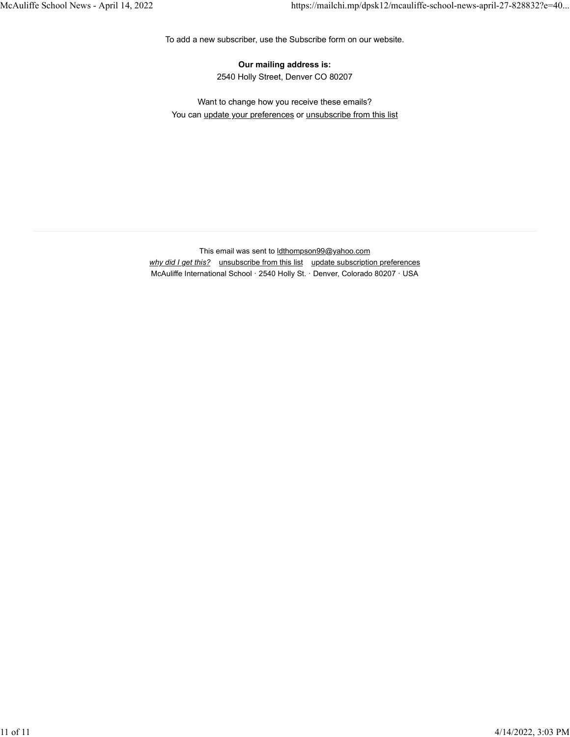To add a new subscriber, use the Subscribe form on our website.

**Our mailing address is:**
2540 Holly Street, Denver CO 80207

Want to change how you receive these emails?
You can update your preferences or unsubscribe from this list

---

This email was sent to ldthompson99@yahoo.com
*why did I get this?* unsubscribe from this list update subscription preferences
McAuliffe International School · 2540 Holly St. · Denver, Colorado 80207 · USA